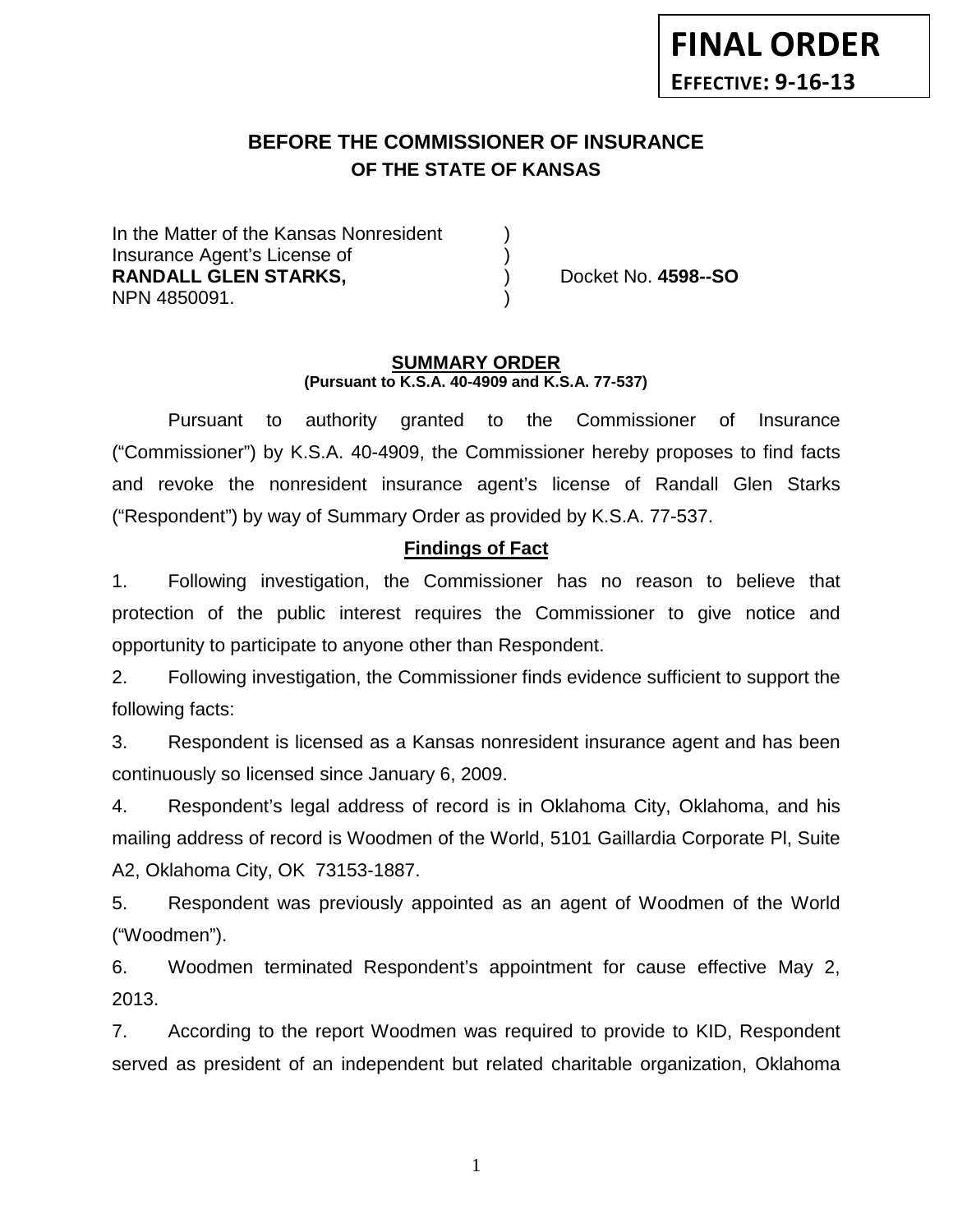**FINAL ORDER**
**EFFECTIVE: 9-16-13**

# BEFORE THE COMMISSIONER OF INSURANCE
## OF THE STATE OF KANSAS

In the Matter of the Kansas Nonresident )
Insurance Agent's License of )
**RANDALL GLEN STARKS,** ) Docket No. **4598--SO**
NPN 4850091. )

**SUMMARY ORDER**
**(Pursuant to K.S.A. 40-4909 and K.S.A. 77-537)**

Pursuant to authority granted to the Commissioner of Insurance ("Commissioner") by K.S.A. 40-4909, the Commissioner hereby proposes to find facts and revoke the nonresident insurance agent's license of Randall Glen Starks ("Respondent") by way of Summary Order as provided by K.S.A. 77-537.

**Findings of Fact**

1. Following investigation, the Commissioner has no reason to believe that protection of the public interest requires the Commissioner to give notice and opportunity to participate to anyone other than Respondent.

2. Following investigation, the Commissioner finds evidence sufficient to support the following facts:

3. Respondent is licensed as a Kansas nonresident insurance agent and has been continuously so licensed since January 6, 2009.

4. Respondent's legal address of record is in Oklahoma City, Oklahoma, and his mailing address of record is Woodmen of the World, 5101 Gaillardia Corporate Pl, Suite A2, Oklahoma City, OK 73153-1887.

5. Respondent was previously appointed as an agent of Woodmen of the World ("Woodmen").

6. Woodmen terminated Respondent's appointment for cause effective May 2, 2013.

7. According to the report Woodmen was required to provide to KID, Respondent served as president of an independent but related charitable organization, Oklahoma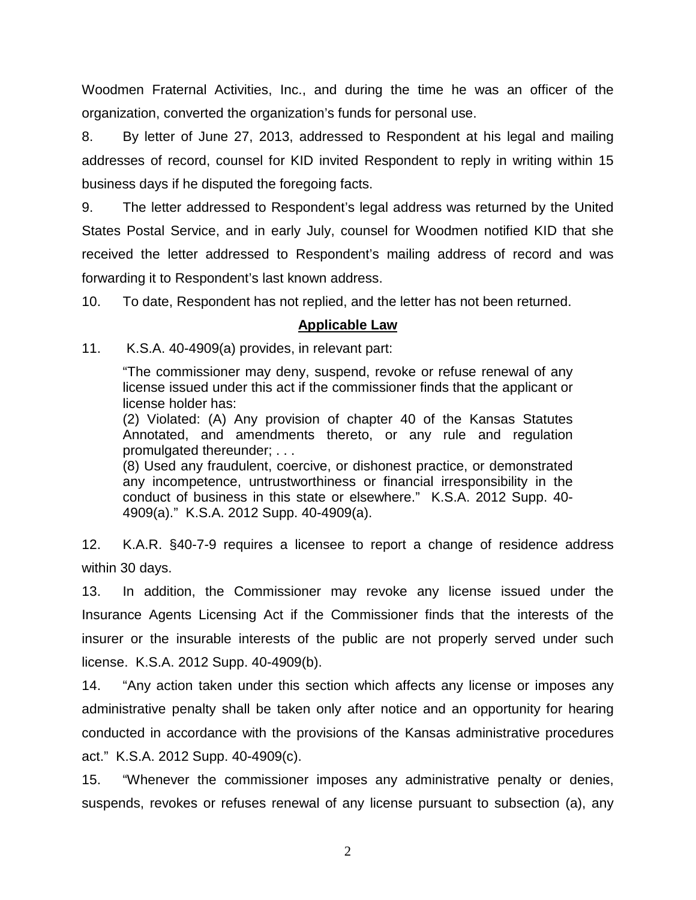Woodmen Fraternal Activities, Inc., and during the time he was an officer of the organization, converted the organization's funds for personal use.

8. By letter of June 27, 2013, addressed to Respondent at his legal and mailing addresses of record, counsel for KID invited Respondent to reply in writing within 15 business days if he disputed the foregoing facts.

9. The letter addressed to Respondent's legal address was returned by the United States Postal Service, and in early July, counsel for Woodmen notified KID that she received the letter addressed to Respondent's mailing address of record and was forwarding it to Respondent's last known address.

10. To date, Respondent has not replied, and the letter has not been returned.

## Applicable Law

11. K.S.A. 40-4909(a) provides, in relevant part:

> "The commissioner may deny, suspend, revoke or refuse renewal of any license issued under this act if the commissioner finds that the applicant or license holder has:
> (2) Violated: (A) Any provision of chapter 40 of the Kansas Statutes Annotated, and amendments thereto, or any rule and regulation promulgated thereunder; . . .
> (8) Used any fraudulent, coercive, or dishonest practice, or demonstrated any incompetence, untrustworthiness or financial irresponsibility in the conduct of business in this state or elsewhere." K.S.A. 2012 Supp. 40-4909(a)." K.S.A. 2012 Supp. 40-4909(a).

12. K.A.R. §40-7-9 requires a licensee to report a change of residence address within 30 days.

13. In addition, the Commissioner may revoke any license issued under the Insurance Agents Licensing Act if the Commissioner finds that the interests of the insurer or the insurable interests of the public are not properly served under such license. K.S.A. 2012 Supp. 40-4909(b).

14. "Any action taken under this section which affects any license or imposes any administrative penalty shall be taken only after notice and an opportunity for hearing conducted in accordance with the provisions of the Kansas administrative procedures act." K.S.A. 2012 Supp. 40-4909(c).

15. "Whenever the commissioner imposes any administrative penalty or denies, suspends, revokes or refuses renewal of any license pursuant to subsection (a), any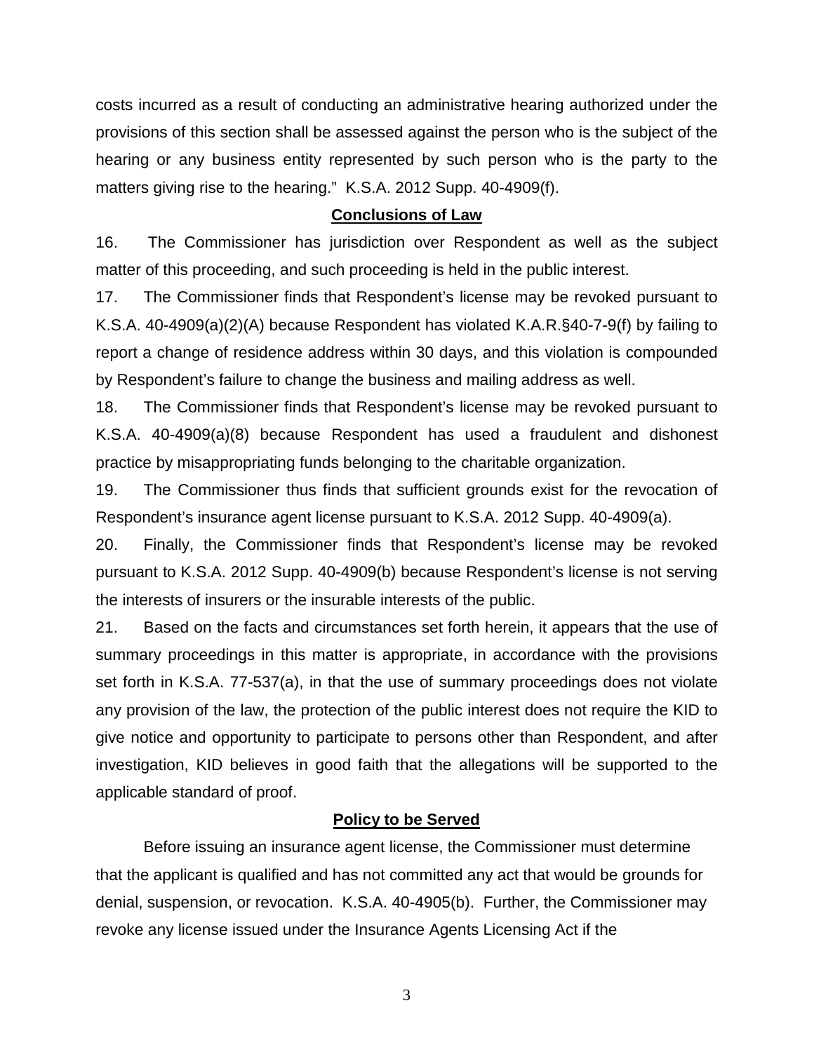costs incurred as a result of conducting an administrative hearing authorized under the provisions of this section shall be assessed against the person who is the subject of the hearing or any business entity represented by such person who is the party to the matters giving rise to the hearing." K.S.A. 2012 Supp. 40-4909(f).

## Conclusions of Law

16. The Commissioner has jurisdiction over Respondent as well as the subject matter of this proceeding, and such proceeding is held in the public interest.

17. The Commissioner finds that Respondent's license may be revoked pursuant to K.S.A. 40-4909(a)(2)(A) because Respondent has violated K.A.R.§40-7-9(f) by failing to report a change of residence address within 30 days, and this violation is compounded by Respondent's failure to change the business and mailing address as well.

18. The Commissioner finds that Respondent's license may be revoked pursuant to K.S.A. 40-4909(a)(8) because Respondent has used a fraudulent and dishonest practice by misappropriating funds belonging to the charitable organization.

19. The Commissioner thus finds that sufficient grounds exist for the revocation of Respondent's insurance agent license pursuant to K.S.A. 2012 Supp. 40-4909(a).

20. Finally, the Commissioner finds that Respondent's license may be revoked pursuant to K.S.A. 2012 Supp. 40-4909(b) because Respondent's license is not serving the interests of insurers or the insurable interests of the public.

21. Based on the facts and circumstances set forth herein, it appears that the use of summary proceedings in this matter is appropriate, in accordance with the provisions set forth in K.S.A. 77-537(a), in that the use of summary proceedings does not violate any provision of the law, the protection of the public interest does not require the KID to give notice and opportunity to participate to persons other than Respondent, and after investigation, KID believes in good faith that the allegations will be supported to the applicable standard of proof.

## Policy to be Served

Before issuing an insurance agent license, the Commissioner must determine that the applicant is qualified and has not committed any act that would be grounds for denial, suspension, or revocation. K.S.A. 40-4905(b). Further, the Commissioner may revoke any license issued under the Insurance Agents Licensing Act if the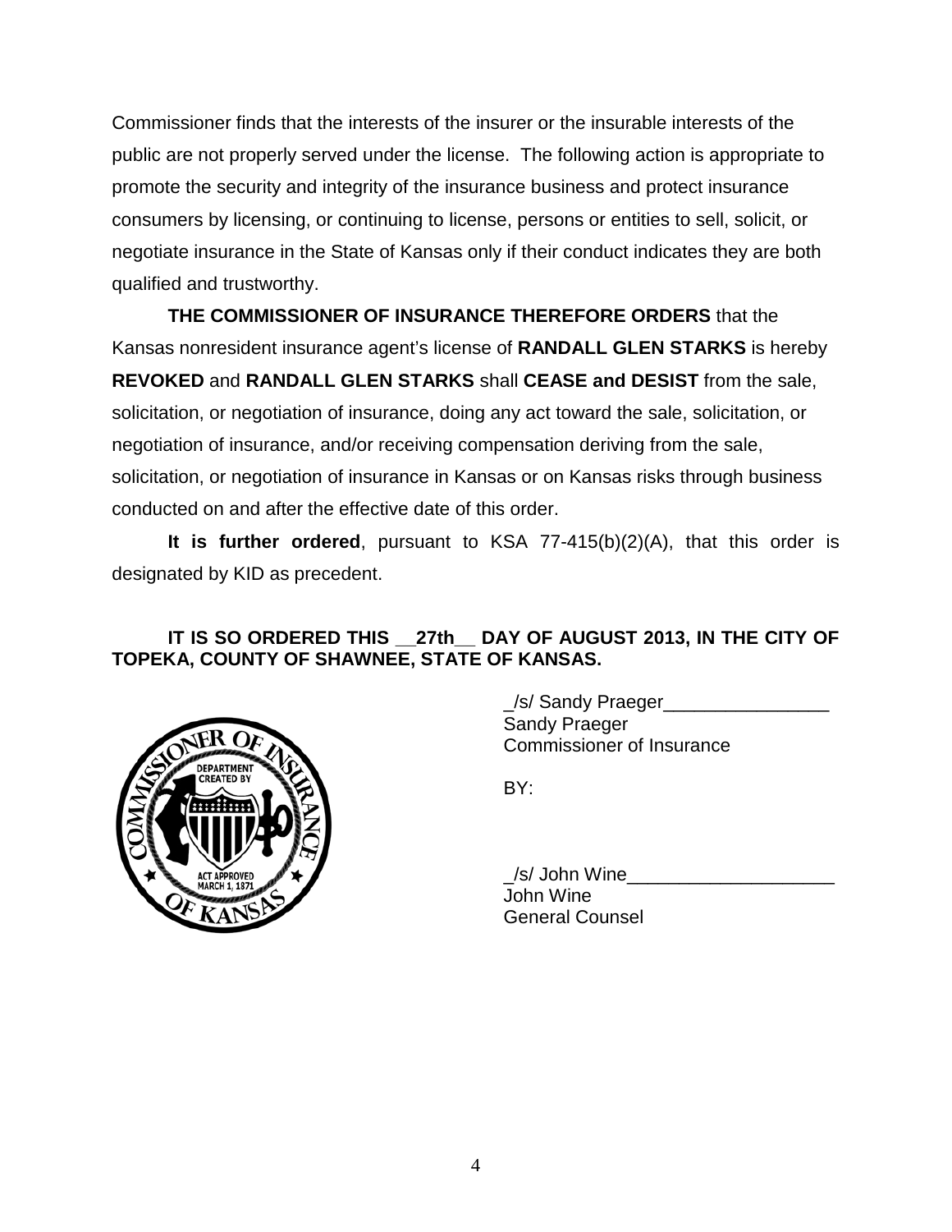Commissioner finds that the interests of the insurer or the insurable interests of the public are not properly served under the license. The following action is appropriate to promote the security and integrity of the insurance business and protect insurance consumers by licensing, or continuing to license, persons or entities to sell, solicit, or negotiate insurance in the State of Kansas only if their conduct indicates they are both qualified and trustworthy.

**THE COMMISSIONER OF INSURANCE THEREFORE ORDERS** that the Kansas nonresident insurance agent's license of **RANDALL GLEN STARKS** is hereby **REVOKED** and **RANDALL GLEN STARKS** shall **CEASE and DESIST** from the sale, solicitation, or negotiation of insurance, doing any act toward the sale, solicitation, or negotiation of insurance, and/or receiving compensation deriving from the sale, solicitation, or negotiation of insurance in Kansas or on Kansas risks through business conducted on and after the effective date of this order.

**It is further ordered**, pursuant to KSA 77-415(b)(2)(A), that this order is designated by KID as precedent.

**IT IS SO ORDERED THIS __27th__ DAY OF AUGUST 2013, IN THE CITY OF TOPEKA, COUNTY OF SHAWNEE, STATE OF KANSAS.**

_/s/ Sandy Praeger________________
Sandy Praeger
Commissioner of Insurance

BY:

_/s/ John Wine____________________
John Wine
General Counsel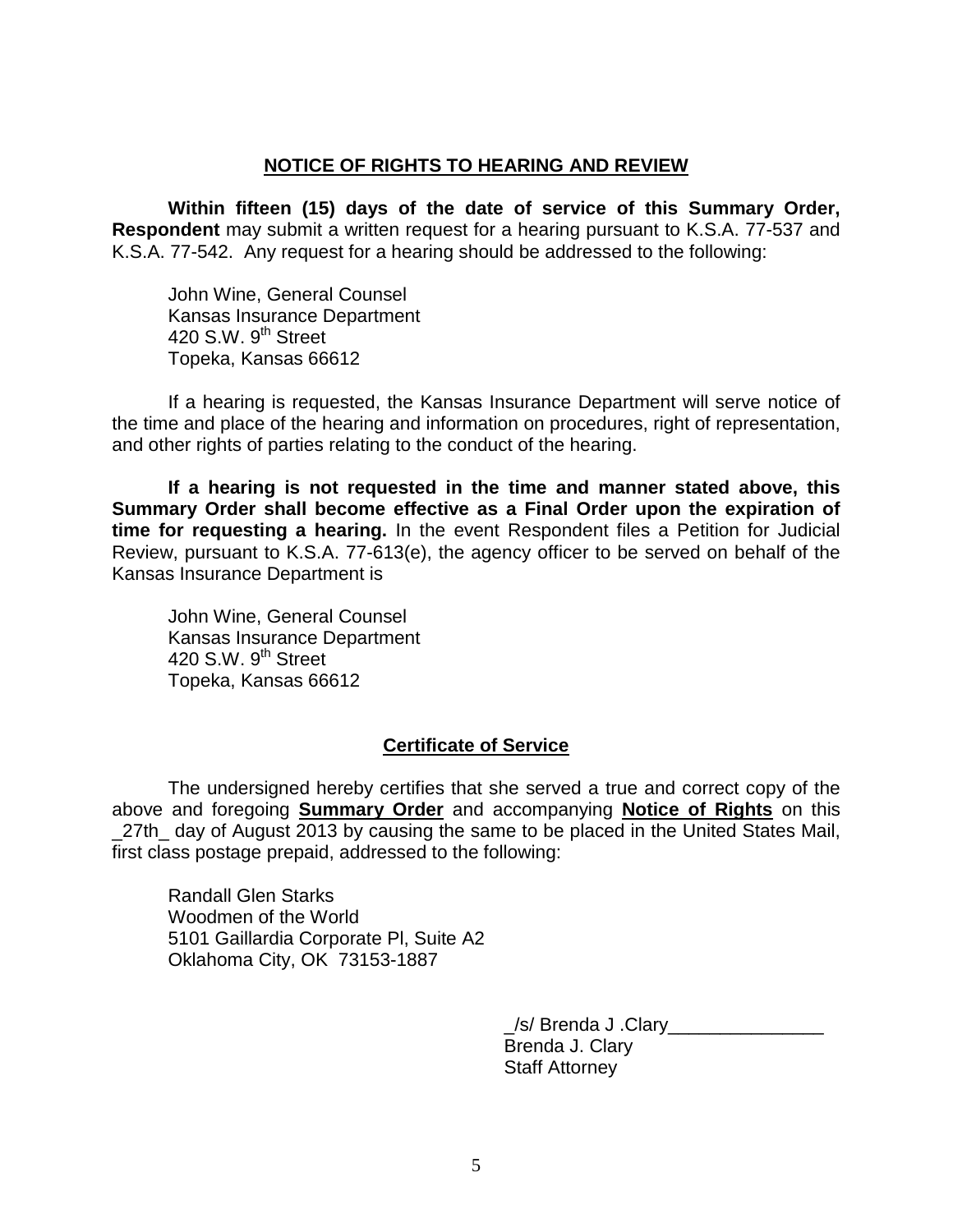## NOTICE OF RIGHTS TO HEARING AND REVIEW

**Within fifteen (15) days of the date of service of this Summary Order, Respondent** may submit a written request for a hearing pursuant to K.S.A. 77-537 and K.S.A. 77-542. Any request for a hearing should be addressed to the following:

John Wine, General Counsel
Kansas Insurance Department
420 S.W. 9th Street
Topeka, Kansas 66612

If a hearing is requested, the Kansas Insurance Department will serve notice of the time and place of the hearing and information on procedures, right of representation, and other rights of parties relating to the conduct of the hearing.

**If a hearing is not requested in the time and manner stated above, this Summary Order shall become effective as a Final Order upon the expiration of time for requesting a hearing.** In the event Respondent files a Petition for Judicial Review, pursuant to K.S.A. 77-613(e), the agency officer to be served on behalf of the Kansas Insurance Department is

John Wine, General Counsel
Kansas Insurance Department
420 S.W. 9th Street
Topeka, Kansas 66612

## Certificate of Service

The undersigned hereby certifies that she served a true and correct copy of the above and foregoing **Summary Order** and accompanying **Notice of Rights** on this _27th_ day of August 2013 by causing the same to be placed in the United States Mail, first class postage prepaid, addressed to the following:

Randall Glen Starks
Woodmen of the World
5101 Gaillardia Corporate Pl, Suite A2
Oklahoma City, OK 73153-1887

_/s/ Brenda J .Clary_______________
Brenda J. Clary
Staff Attorney